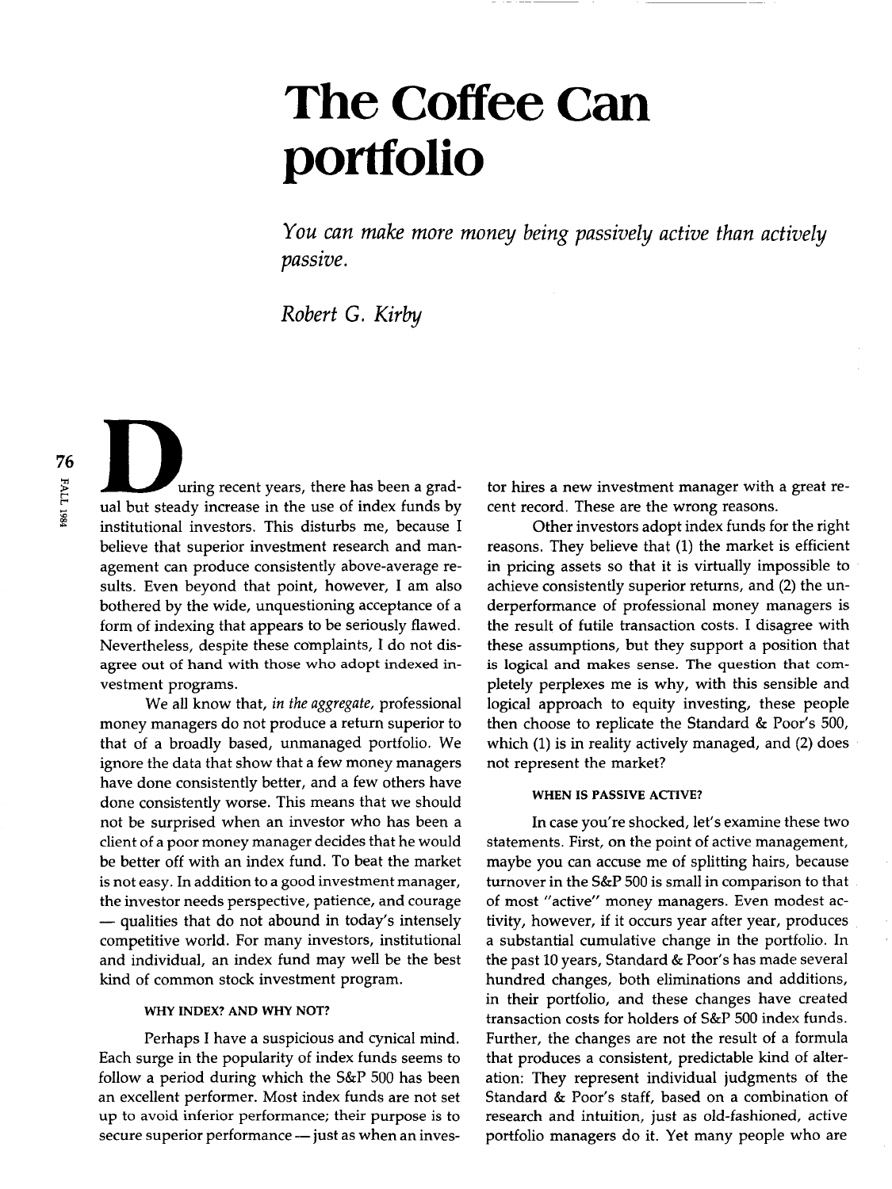# The Coffee Can portfolio

*You can make more money being passively active than actively passive.*

*Robert G. Kirby*

During recent years, there has been a gradual but steady increase in the use of index funds by institutional investors. This disturbs me, because I believe that superior investment research and management can produce consistently above-average results. Even beyond that point, however, I am also bothered by the wide, unquestioning acceptance of a form of indexing that appears to be seriously flawed. Nevertheless, despite these complaints, I do not disagree out of hand with those who adopt indexed investment programs.

We all know that, *in the aggregate,* professional money managers do not produce a return superior to that of a broadly based, unmanaged portfolio. We ignore the data that show that a few money managers have done consistently better, and a few others have done consistently worse. This means that we should not be surprised when an investor who has been a client of a poor money manager decides that he would be better off with an index fund. To beat the market is not easy. In addition to a good investment manager, the investor needs perspective, patience, and courage — qualities that do not abound in today's intensely competitive world. For many investors, institutional and individual, an index fund may well be the best kind of common stock investment program.

### WHY INDEX? AND WHY NOT?

Perhaps I have a suspicious and cynical mind. Each surge in the popularity of index funds seems to follow a period during which the S&P 500 has been an excellent performer. Most index funds are not set up to avoid inferior performance; their purpose is to secure superior performance — just as when an investor hires a new investment manager with a great recent record. These are the wrong reasons.

Other investors adopt index funds for the right reasons. They believe that (1) the market is efficient in pricing assets so that it is virtually impossible to achieve consistently superior returns, and (2) the underperformance of professional money managers is the result of futile transaction costs. I disagree with these assumptions, but they support a position that is logical and makes sense. The question that completely perplexes me is why, with this sensible and logical approach to equity investing, these people then choose to replicate the Standard & Poor's 500, which (1) is in reality actively managed, and (2) does not represent the market?

### WHEN IS PASSIVE ACTIVE?

In case you're shocked, let's examine these two statements. First, on the point of active management, maybe you can accuse me of splitting hairs, because turnover in the S&P 500 is small in comparison to that of most "active" money managers. Even modest activity, however, if it occurs year after year, produces a substantial cumulative change in the portfolio. In the past 10 years, Standard & Poor's has made several hundred changes, both eliminations and additions, in their portfolio, and these changes have created transaction costs for holders of S&P 500 index funds. Further, the changes are not the result of a formula that produces a consistent, predictable kind of alteration: They represent individual judgments of the Standard & Poor's staff, based on a combination of research and intuition, just as old-fashioned, active portfolio managers do it. Yet many people who are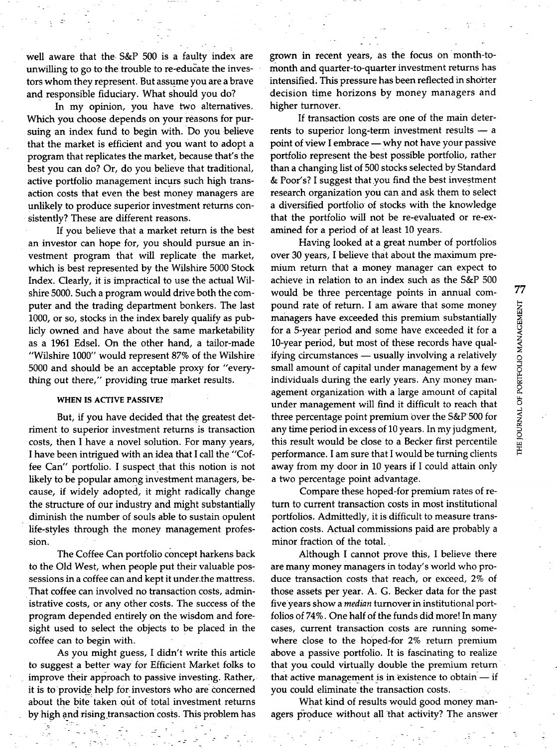well aware that the S&P 500 is a faulty index are unwilling to go to the trouble to re-educate the investors whom they represent. But assume you are a brave and responsible fiduciary. What should you do?

In my opinion, you have two alternatives. Which you choose depends on your reasons for pursuing an index fund to begin with. Do you believe that the market is efficient and you want to adopt a program that replicates the market, because that's the best you can do? Or, do you believe that traditional, active portfolio management incurs such high transaction costs that even the best money managers are unlikely to produce superior investment returns consistently? These are different reasons.

If you believe that a market return is the best an investor can hope for, you should pursue an investment program that will replicate the market, which is best represented by the Wilshire 5000 Stock Index. Clearly, it is impractical to use the actual Wilshire 5000. Such a program would drive both the computer and the trading department bonkers. The last 1000, or so, stocks in the index barely qualify as publicly owned and have about the same marketability as a 1961 Edsel. On the other hand, a tailor-made "Wilshire 1000" would represent 87% of the Wilshire 5000 and should be an acceptable proxy for "everything out there," providing true market results.

#### WHEN IS ACTIVE PASSIVE?

But, if you have decided that the greatest detriment to superior investment returns is transaction costs, then I have a novel solution. For many years, I have been intrigued with an idea that I call the "Coffee Can" portfolio. I suspect that this notion is not likely to be popular among investment managers, because, if widely adopted, it might radically change the structure of our industry and might substantially diminish the number of souls able to sustain opulent life-styles through the money management profession.

The Coffee Can portfolio concept harkens back to the Old West, when people put their valuable possessions in a coffee can and kept it under the mattress. That coffee can involved no transaction costs, administrative costs, or any other costs. The success of the program depended entirely on the wisdom and foresight used to select the objects to be placed in the coffee can to begin with.

As you might guess, I didn't write this article to suggest a better way for Efficient Market folks to improve their approach to passive investing. Rather, it is to provide help for investors who are concerned about the bite taken out of total investment returns by high and rising transaction costs. This problem has grown in recent years, as the focus on month-to-month and quarter-to-quarter investment returns has intensified. This pressure has been reflected in shorter decision time horizons by money managers and higher turnover.

If transaction costs are one of the main deterrents to superior long-term investment results — a point of view I embrace — why not have your passive portfolio represent the best possible portfolio, rather than a changing list of 500 stocks selected by Standard & Poor's? I suggest that you find the best investment research organization you can and ask them to select a diversified portfolio of stocks with the knowledge that the portfolio will not be re-evaluated or re-examined for a period of at least 10 years.

Having looked at a great number of portfolios over 30 years, I believe that about the maximum premium return that a money manager can expect to achieve in relation to an index such as the S&P 500 would be three percentage points in annual compound rate of return. I am aware that some money managers have exceeded this premium substantially for a 5-year period and some have exceeded it for a 10-year period, but most of these records have qualifying circumstances — usually involving a relatively small amount of capital under management by a few individuals during the early years. Any money management organization with a large amount of capital under management will find it difficult to reach that three percentage point premium over the S&P 500 for any time period in excess of 10 years. In my judgment, this result would be close to a Becker first percentile performance. I am sure that I would be turning clients away from my door in 10 years if I could attain only a two percentage point advantage.

Compare these hoped-for premium rates of return to current transaction costs in most institutional portfolios. Admittedly, it is difficult to measure transaction costs. Actual commissions paid are probably a minor fraction of the total.

Although I cannot prove this, I believe there are many money managers in today's world who produce transaction costs that reach, or exceed, 2% of those assets per year. A. G. Becker data for the past five years show a *median* turnover in institutional portfolios of 74%. One half of the funds did more! In many cases, current transaction costs are running somewhere close to the hoped-for 2% return premium above a passive portfolio. It is fascinating to realize that you could virtually double the premium return that active management is in existence to obtain — if you could eliminate the transaction costs.

What kind of results would good money managers produce without all that activity? The answer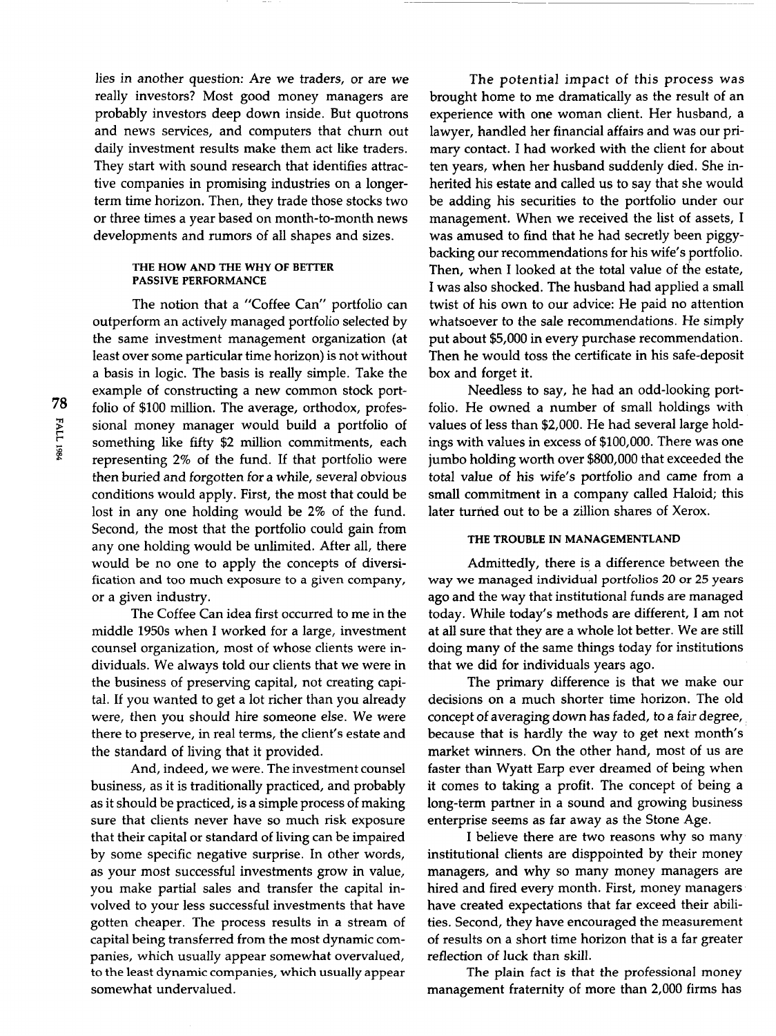lies in another question: Are we traders, or are we really investors? Most good money managers are probably investors deep down inside. But quotrons and news services, and computers that churn out daily investment results make them act like traders. They start with sound research that identifies attractive companies in promising industries on a longer-term time horizon. Then, they trade those stocks two or three times a year based on month-to-month news developments and rumors of all shapes and sizes.

### THE HOW AND THE WHY OF BETTER PASSIVE PERFORMANCE

The notion that a "Coffee Can" portfolio can outperform an actively managed portfolio selected by the same investment management organization (at least over some particular time horizon) is not without a basis in logic. The basis is really simple. Take the example of constructing a new common stock portfolio of \$100 million. The average, orthodox, professional money manager would build a portfolio of something like fifty \$2 million commitments, each representing 2% of the fund. If that portfolio were then buried and forgotten for a while, several obvious conditions would apply. First, the most that could be lost in any one holding would be 2% of the fund. Second, the most that the portfolio could gain from any one holding would be unlimited. After all, there would be no one to apply the concepts of diversification and too much exposure to a given company, or a given industry.

The Coffee Can idea first occurred to me in the middle 1950s when I worked for a large, investment counsel organization, most of whose clients were individuals. We always told our clients that we were in the business of preserving capital, not creating capital. If you wanted to get a lot richer than you already were, then you should hire someone else. We were there to preserve, in real terms, the client's estate and the standard of living that it provided.

And, indeed, we were. The investment counsel business, as it is traditionally practiced, and probably as it should be practiced, is a simple process of making sure that clients never have so much risk exposure that their capital or standard of living can be impaired by some specific negative surprise. In other words, as your most successful investments grow in value, you make partial sales and transfer the capital involved to your less successful investments that have gotten cheaper. The process results in a stream of capital being transferred from the most dynamic companies, which usually appear somewhat overvalued, to the least dynamic companies, which usually appear somewhat undervalued.

The potential impact of this process was brought home to me dramatically as the result of an experience with one woman client. Her husband, a lawyer, handled her financial affairs and was our primary contact. I had worked with the client for about ten years, when her husband suddenly died. She inherited his estate and called us to say that she would be adding his securities to the portfolio under our management. When we received the list of assets, I was amused to find that he had secretly been piggy-backing our recommendations for his wife's portfolio. Then, when I looked at the total value of the estate, I was also shocked. The husband had applied a small twist of his own to our advice: He paid no attention whatsoever to the sale recommendations. He simply put about \$5,000 in every purchase recommendation. Then he would toss the certificate in his safe-deposit box and forget it.

Needless to say, he had an odd-looking portfolio. He owned a number of small holdings with values of less than \$2,000. He had several large holdings with values in excess of \$100,000. There was one jumbo holding worth over \$800,000 that exceeded the total value of his wife's portfolio and came from a small commitment in a company called Haloid; this later turned out to be a zillion shares of Xerox.

### THE TROUBLE IN MANAGEMENTLAND

Admittedly, there is a difference between the way we managed individual portfolios 20 or 25 years ago and the way that institutional funds are managed today. While today's methods are different, I am not at all sure that they are a whole lot better. We are still doing many of the same things today for institutions that we did for individuals years ago.

The primary difference is that we make our decisions on a much shorter time horizon. The old concept of averaging down has faded, to a fair degree, because that is hardly the way to get next month's market winners. On the other hand, most of us are faster than Wyatt Earp ever dreamed of being when it comes to taking a profit. The concept of being a long-term partner in a sound and growing business enterprise seems as far away as the Stone Age.

I believe there are two reasons why so many institutional clients are disppointed by their money managers, and why so many money managers are hired and fired every month. First, money managers have created expectations that far exceed their abilities. Second, they have encouraged the measurement of results on a short time horizon that is a far greater reflection of luck than skill.

The plain fact is that the professional money management fraternity of more than 2,000 firms has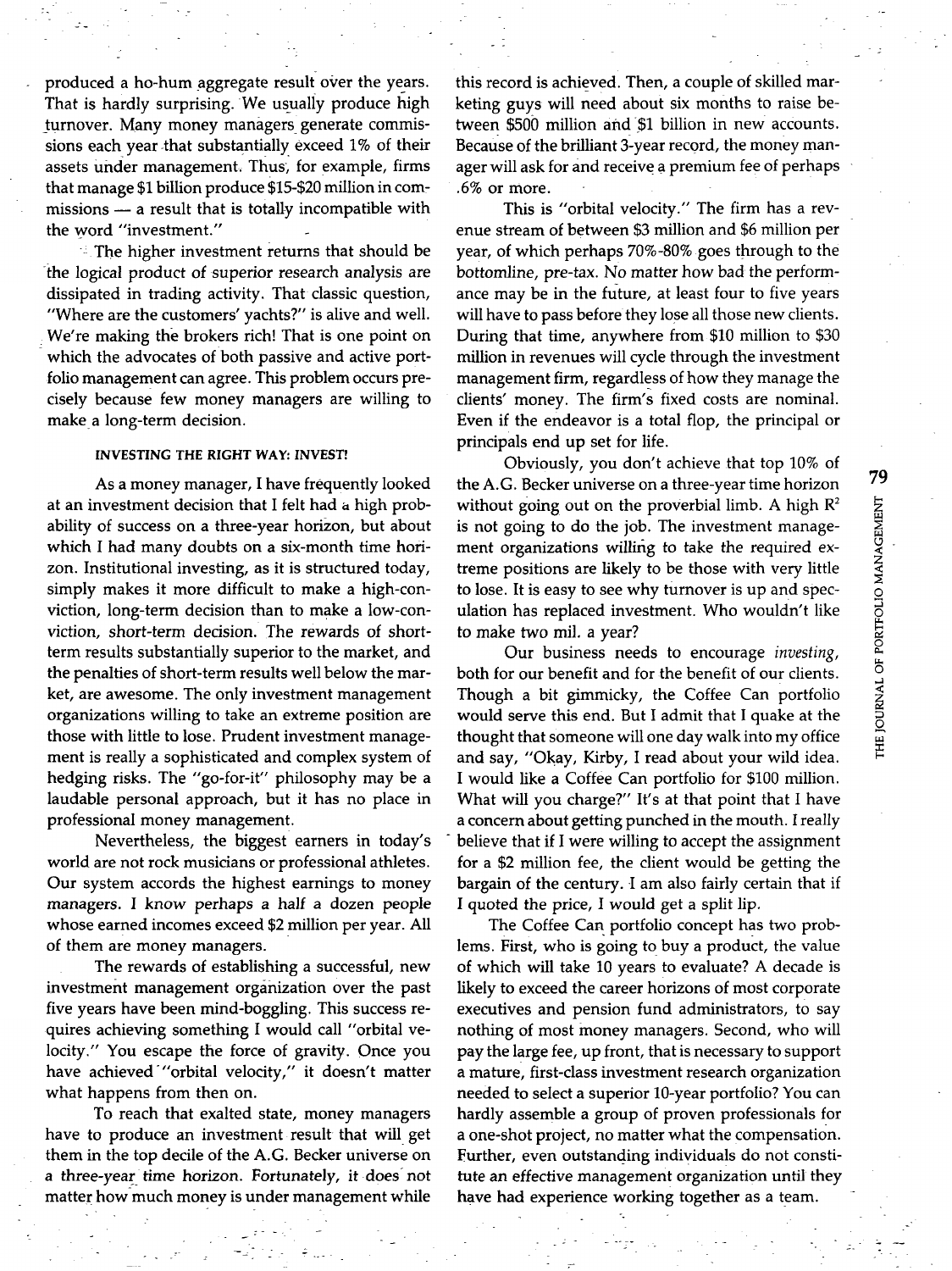produced a ho-hum aggregate result over the years. That is hardly surprising. We usually produce high turnover. Many money managers generate commissions each year that substantially exceed 1% of their assets under management. Thus, for example, firms that manage $1 billion produce $15-$20 million in commissions — a result that is totally incompatible with the word "investment."

The higher investment returns that should be the logical product of superior research analysis are dissipated in trading activity. That classic question, "Where are the customers' yachts?" is alive and well. We're making the brokers rich! That is one point on which the advocates of both passive and active portfolio management can agree. This problem occurs precisely because few money managers are willing to make a long-term decision.

#### INVESTING THE RIGHT WAY: INVEST!

As a money manager, I have frequently looked at an investment decision that I felt had a high probability of success on a three-year horizon, but about which I had many doubts on a six-month time horizon. Institutional investing, as it is structured today, simply makes it more difficult to make a high-conviction, long-term decision than to make a low-conviction, short-term decision. The rewards of short-term results substantially superior to the market, and the penalties of short-term results well below the market, are awesome. The only investment management organizations willing to take an extreme position are those with little to lose. Prudent investment management is really a sophisticated and complex system of hedging risks. The "go-for-it" philosophy may be a laudable personal approach, but it has no place in professional money management.

Nevertheless, the biggest earners in today's world are not rock musicians or professional athletes. Our system accords the highest earnings to money managers. I know perhaps a half a dozen people whose earned incomes exceed $2 million per year. All of them are money managers.

The rewards of establishing a successful, new investment management organization over the past five years have been mind-boggling. This success requires achieving something I would call "orbital velocity." You escape the force of gravity. Once you have achieved "orbital velocity," it doesn't matter what happens from then on.

To reach that exalted state, money managers have to produce an investment result that will get them in the top decile of the A.G. Becker universe on a three-year time horizon. Fortunately, it does not matter how much money is under management while this record is achieved. Then, a couple of skilled marketing guys will need about six months to raise between $500 million and $1 billion in new accounts. Because of the brilliant 3-year record, the money manager will ask for and receive a premium fee of perhaps .6% or more.

This is "orbital velocity." The firm has a revenue stream of between $3 million and $6 million per year, of which perhaps 70%-80% goes through to the bottomline, pre-tax. No matter how bad the performance may be in the future, at least four to five years will have to pass before they lose all those new clients. During that time, anywhere from $10 million to $30 million in revenues will cycle through the investment management firm, regardless of how they manage the clients' money. The firm's fixed costs are nominal. Even if the endeavor is a total flop, the principal or principals end up set for life.

Obviously, you don't achieve that top 10% of the A.G. Becker universe on a three-year time horizon without going out on the proverbial limb. A high $R^2$ is not going to do the job. The investment management organizations willing to take the required extreme positions are likely to be those with very little to lose. It is easy to see why turnover is up and speculation has replaced investment. Who wouldn't like to make two mil. a year?

Our business needs to encourage *investing*, both for our benefit and for the benefit of our clients. Though a bit gimmicky, the Coffee Can portfolio would serve this end. But I admit that I quake at the thought that someone will one day walk into my office and say, "Okay, Kirby, I read about your wild idea. I would like a Coffee Can portfolio for $100 million. What will you charge?" It's at that point that I have a concern about getting punched in the mouth. I really believe that if I were willing to accept the assignment for a $2 million fee, the client would be getting the bargain of the century. I am also fairly certain that if I quoted the price, I would get a split lip.

The Coffee Can portfolio concept has two problems. First, who is going to buy a product, the value of which will take 10 years to evaluate? A decade is likely to exceed the career horizons of most corporate executives and pension fund administrators, to say nothing of most money managers. Second, who will pay the large fee, up front, that is necessary to support a mature, first-class investment research organization needed to select a superior 10-year portfolio? You can hardly assemble a group of proven professionals for a one-shot project, no matter what the compensation. Further, even outstanding individuals do not constitute an effective management organization until they have had experience working together as a team.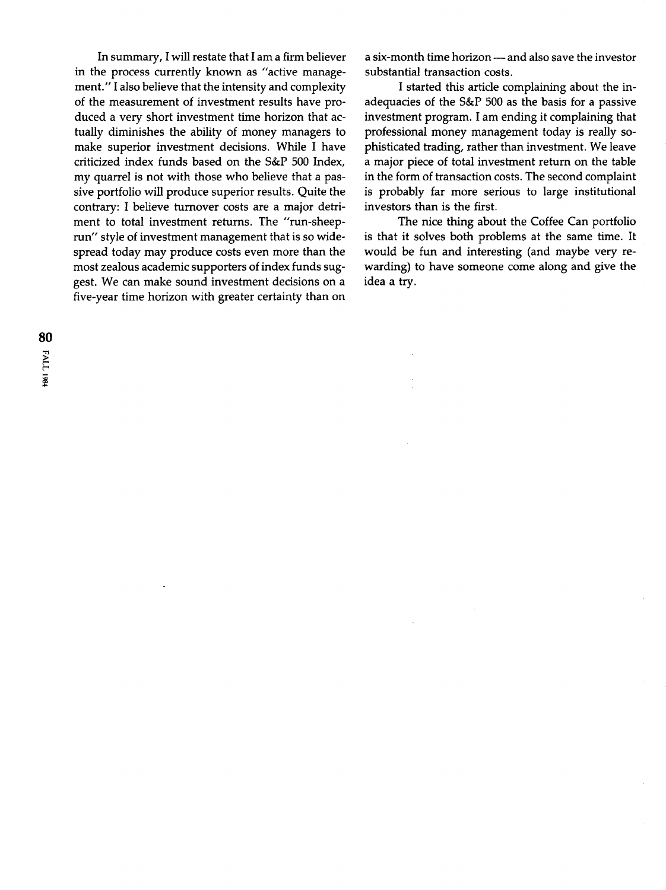In summary, I will restate that I am a firm believer in the process currently known as "active management." I also believe that the intensity and complexity of the measurement of investment results have produced a very short investment time horizon that actually diminishes the ability of money managers to make superior investment decisions. While I have criticized index funds based on the S&P 500 Index, my quarrel is not with those who believe that a passive portfolio will produce superior results. Quite the contrary: I believe turnover costs are a major detriment to total investment returns. The "run-sheep-run" style of investment management that is so widespread today may produce costs even more than the most zealous academic supporters of index funds suggest. We can make sound investment decisions on a five-year time horizon with greater certainty than on a six-month time horizon — and also save the investor substantial transaction costs.

I started this article complaining about the inadequacies of the S&P 500 as the basis for a passive investment program. I am ending it complaining that professional money management today is really sophisticated trading, rather than investment. We leave a major piece of total investment return on the table in the form of transaction costs. The second complaint is probably far more serious to large institutional investors than is the first.

The nice thing about the Coffee Can portfolio is that it solves both problems at the same time. It would be fun and interesting (and maybe very rewarding) to have someone come along and give the idea a try.